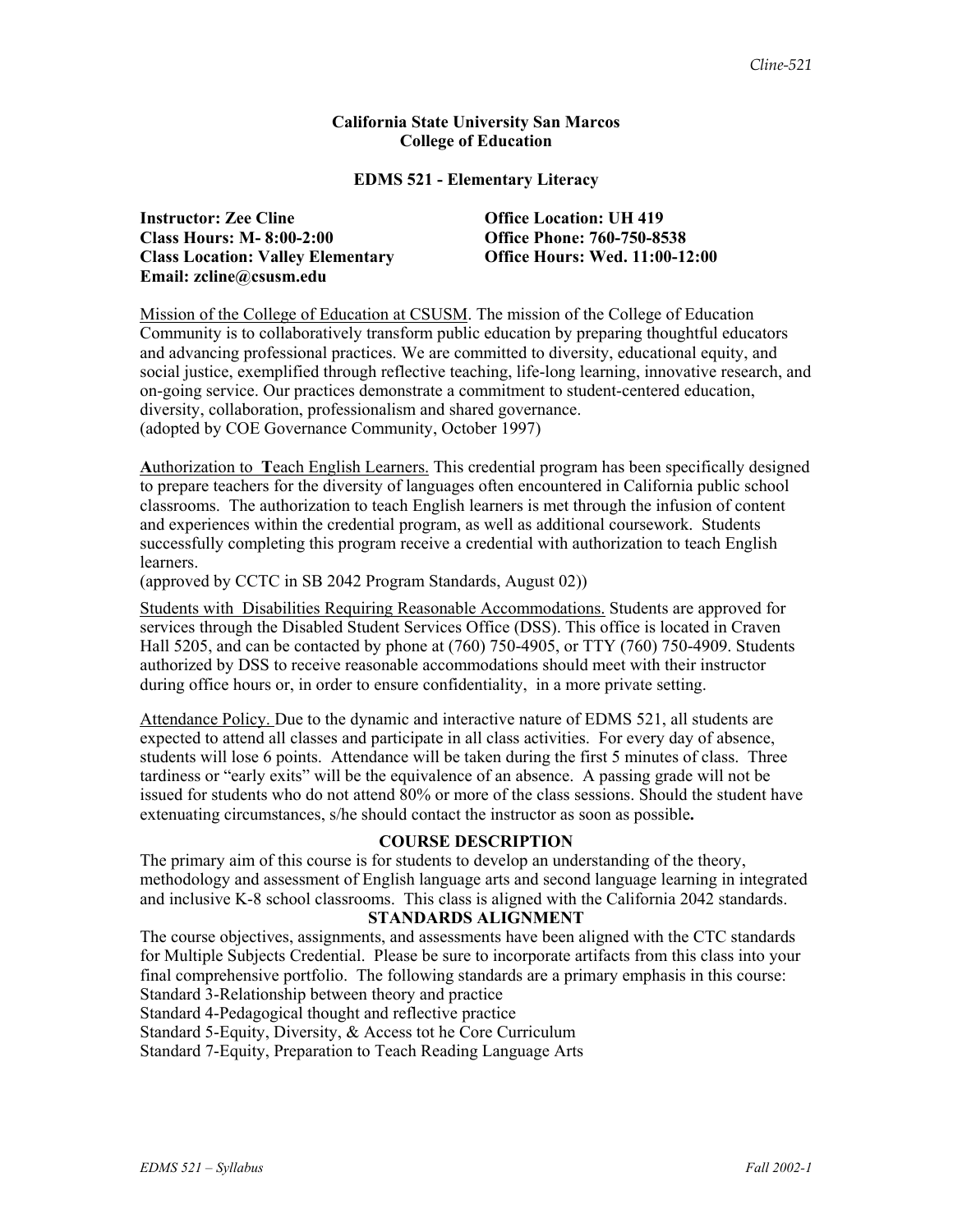**California State University San Marcos**
**College of Education**

**EDMS 521 - Elementary Literacy**

**Instructor: Zee Cline**
**Class Hours: M- 8:00-2:00**
**Class Location: Valley Elementary**
**Email: zcline@csusm.edu**

**Office Location: UH 419**
**Office Phone: 760-750-8538**
**Office Hours: Wed. 11:00-12:00**

Mission of the College of Education at CSUSM. The mission of the College of Education Community is to collaboratively transform public education by preparing thoughtful educators and advancing professional practices. We are committed to diversity, educational equity, and social justice, exemplified through reflective teaching, life-long learning, innovative research, and on-going service. Our practices demonstrate a commitment to student-centered education, diversity, collaboration, professionalism and shared governance.
(adopted by COE Governance Community, October 1997)

**A**uthorization to **T**each English Learners. This credential program has been specifically designed to prepare teachers for the diversity of languages often encountered in California public school classrooms. The authorization to teach English learners is met through the infusion of content and experiences within the credential program, as well as additional coursework. Students successfully completing this program receive a credential with authorization to teach English learners.
(approved by CCTC in SB 2042 Program Standards, August 02))

Students with Disabilities Requiring Reasonable Accommodations. Students are approved for services through the Disabled Student Services Office (DSS). This office is located in Craven Hall 5205, and can be contacted by phone at (760) 750-4905, or TTY (760) 750-4909. Students authorized by DSS to receive reasonable accommodations should meet with their instructor during office hours or, in order to ensure confidentiality, in a more private setting.

Attendance Policy. Due to the dynamic and interactive nature of EDMS 521, all students are expected to attend all classes and participate in all class activities. For every day of absence, students will lose 6 points. Attendance will be taken during the first 5 minutes of class. Three tardiness or "early exits" will be the equivalence of an absence. A passing grade will not be issued for students who do not attend 80% or more of the class sessions. Should the student have extenuating circumstances, s/he should contact the instructor as soon as possible**.**

## COURSE DESCRIPTION

The primary aim of this course is for students to develop an understanding of the theory, methodology and assessment of English language arts and second language learning in integrated and inclusive K-8 school classrooms. This class is aligned with the California 2042 standards.

## STANDARDS ALIGNMENT

The course objectives, assignments, and assessments have been aligned with the CTC standards for Multiple Subjects Credential. Please be sure to incorporate artifacts from this class into your final comprehensive portfolio. The following standards are a primary emphasis in this course:
Standard 3-Relationship between theory and practice
Standard 4-Pedagogical thought and reflective practice
Standard 5-Equity, Diversity, & Access tot he Core Curriculum
Standard 7-Equity, Preparation to Teach Reading Language Arts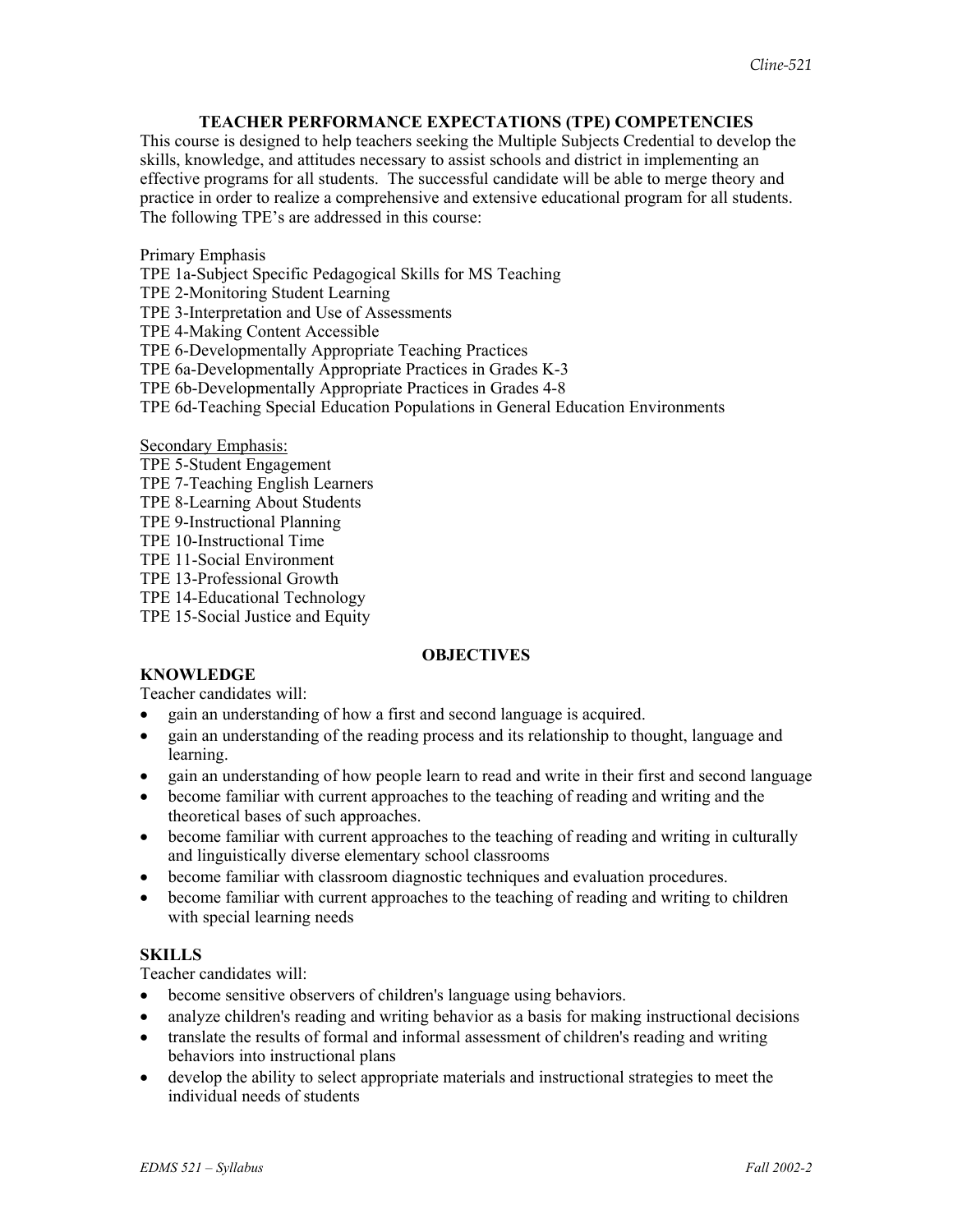## TEACHER PERFORMANCE EXPECTATIONS (TPE) COMPETENCIES

This course is designed to help teachers seeking the Multiple Subjects Credential to develop the skills, knowledge, and attitudes necessary to assist schools and district in implementing an effective programs for all students. The successful candidate will be able to merge theory and practice in order to realize a comprehensive and extensive educational program for all students. The following TPE's are addressed in this course:

Primary Emphasis
TPE 1a-Subject Specific Pedagogical Skills for MS Teaching
TPE 2-Monitoring Student Learning
TPE 3-Interpretation and Use of Assessments
TPE 4-Making Content Accessible
TPE 6-Developmentally Appropriate Teaching Practices
TPE 6a-Developmentally Appropriate Practices in Grades K-3
TPE 6b-Developmentally Appropriate Practices in Grades 4-8
TPE 6d-Teaching Special Education Populations in General Education Environments

<u>Secondary Emphasis:</u>
TPE 5-Student Engagement
TPE 7-Teaching English Learners
TPE 8-Learning About Students
TPE 9-Instructional Planning
TPE 10-Instructional Time
TPE 11-Social Environment
TPE 13-Professional Growth
TPE 14-Educational Technology
TPE 15-Social Justice and Equity

## OBJECTIVES

### KNOWLEDGE

Teacher candidates will:

- gain an understanding of how a first and second language is acquired.
- gain an understanding of the reading process and its relationship to thought, language and learning.
- gain an understanding of how people learn to read and write in their first and second language
- become familiar with current approaches to the teaching of reading and writing and the theoretical bases of such approaches.
- become familiar with current approaches to the teaching of reading and writing in culturally and linguistically diverse elementary school classrooms
- become familiar with classroom diagnostic techniques and evaluation procedures.
- become familiar with current approaches to the teaching of reading and writing to children with special learning needs

### SKILLS

Teacher candidates will:

- become sensitive observers of children's language using behaviors.
- analyze children's reading and writing behavior as a basis for making instructional decisions
- translate the results of formal and informal assessment of children's reading and writing behaviors into instructional plans
- develop the ability to select appropriate materials and instructional strategies to meet the individual needs of students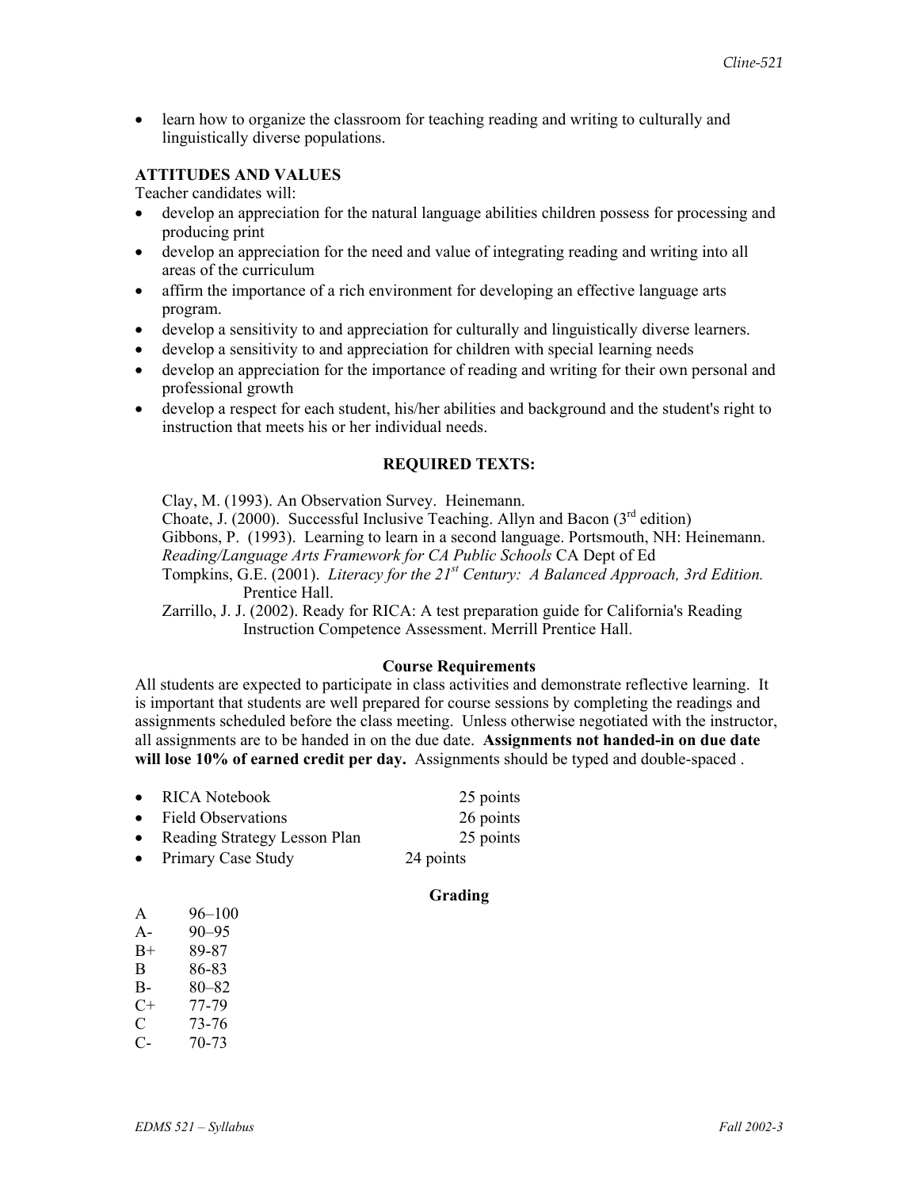- learn how to organize the classroom for teaching reading and writing to culturally and linguistically diverse populations.

**ATTITUDES AND VALUES**

Teacher candidates will:

- develop an appreciation for the natural language abilities children possess for processing and producing print
- develop an appreciation for the need and value of integrating reading and writing into all areas of the curriculum
- affirm the importance of a rich environment for developing an effective language arts program.
- develop a sensitivity to and appreciation for culturally and linguistically diverse learners.
- develop a sensitivity to and appreciation for children with special learning needs
- develop an appreciation for the importance of reading and writing for their own personal and professional growth
- develop a respect for each student, his/her abilities and background and the student's right to instruction that meets his or her individual needs.

## REQUIRED TEXTS:

Clay, M. (1993). An Observation Survey. Heinemann.

Choate, J. (2000). Successful Inclusive Teaching. Allyn and Bacon (3rd edition)

Gibbons, P. (1993). Learning to learn in a second language. Portsmouth, NH: Heinemann.

*Reading/Language Arts Framework for CA Public Schools* CA Dept of Ed

Tompkins, G.E. (2001). *Literacy for the 21st Century: A Balanced Approach, 3rd Edition.* Prentice Hall.

Zarrillo, J. J. (2002). Ready for RICA: A test preparation guide for California's Reading Instruction Competence Assessment. Merrill Prentice Hall.

### Course Requirements

All students are expected to participate in class activities and demonstrate reflective learning. It is important that students are well prepared for course sessions by completing the readings and assignments scheduled before the class meeting. Unless otherwise negotiated with the instructor, all assignments are to be handed in on the due date. **Assignments not handed-in on due date will lose 10% of earned credit per day.** Assignments should be typed and double-spaced .

- RICA Notebook 25 points
- Field Observations 26 points
- Reading Strategy Lesson Plan 25 points
- Primary Case Study 24 points

### Grading

| | |
|---|---|
| A | 96–100 |
| A- | 90–95 |
| B+ | 89-87 |
| B | 86-83 |
| B- | 80–82 |
| C+ | 77-79 |
| C | 73-76 |
| C- | 70-73 |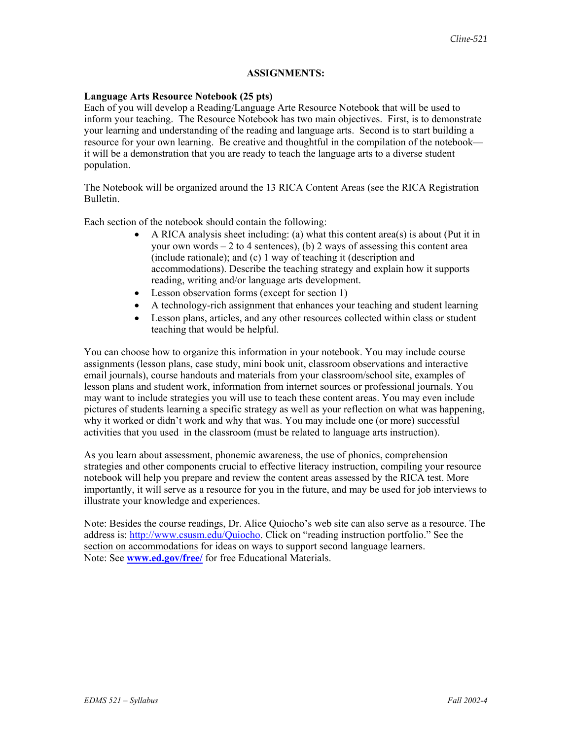## ASSIGNMENTS:

**Language Arts Resource Notebook (25 pts)**

Each of you will develop a Reading/Language Arte Resource Notebook that will be used to inform your teaching. The Resource Notebook has two main objectives. First, is to demonstrate your learning and understanding of the reading and language arts. Second is to start building a resource for your own learning. Be creative and thoughtful in the compilation of the notebook—it will be a demonstration that you are ready to teach the language arts to a diverse student population.

The Notebook will be organized around the 13 RICA Content Areas (see the RICA Registration Bulletin.

Each section of the notebook should contain the following:

- A RICA analysis sheet including: (a) what this content area(s) is about (Put it in your own words – 2 to 4 sentences), (b) 2 ways of assessing this content area (include rationale); and (c) 1 way of teaching it (description and accommodations). Describe the teaching strategy and explain how it supports reading, writing and/or language arts development.
- Lesson observation forms (except for section 1)
- A technology-rich assignment that enhances your teaching and student learning
- Lesson plans, articles, and any other resources collected within class or student teaching that would be helpful.

You can choose how to organize this information in your notebook. You may include course assignments (lesson plans, case study, mini book unit, classroom observations and interactive email journals), course handouts and materials from your classroom/school site, examples of lesson plans and student work, information from internet sources or professional journals. You may want to include strategies you will use to teach these content areas. You may even include pictures of students learning a specific strategy as well as your reflection on what was happening, why it worked or didn't work and why that was. You may include one (or more) successful activities that you used in the classroom (must be related to language arts instruction).

As you learn about assessment, phonemic awareness, the use of phonics, comprehension strategies and other components crucial to effective literacy instruction, compiling your resource notebook will help you prepare and review the content areas assessed by the RICA test. More importantly, it will serve as a resource for you in the future, and may be used for job interviews to illustrate your knowledge and experiences.

Note: Besides the course readings, Dr. Alice Quiocho's web site can also serve as a resource. The address is: http://www.csusm.edu/Quiocho. Click on "reading instruction portfolio." See the section on accommodations for ideas on ways to support second language learners.
Note: See **www.ed.gov/free/** for free Educational Materials.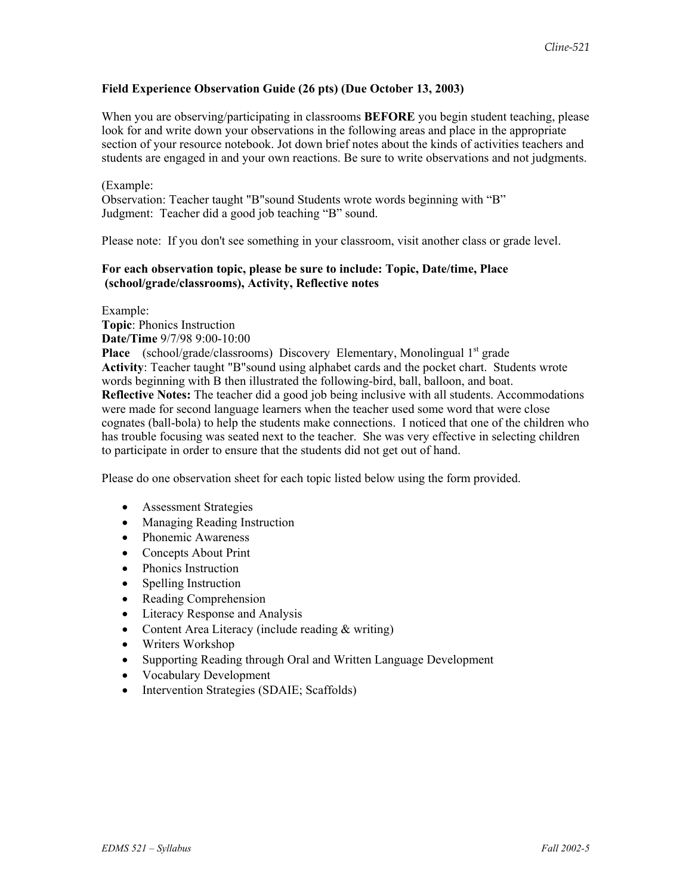**Field Experience Observation Guide (26 pts) (Due October 13, 2003)**

When you are observing/participating in classrooms **BEFORE** you begin student teaching, please look for and write down your observations in the following areas and place in the appropriate section of your resource notebook. Jot down brief notes about the kinds of activities teachers and students are engaged in and your own reactions. Be sure to write observations and not judgments.

(Example:
Observation: Teacher taught "B"sound Students wrote words beginning with "B"
Judgment: Teacher did a good job teaching "B" sound.

Please note: If you don't see something in your classroom, visit another class or grade level.

**For each observation topic, please be sure to include: Topic, Date/time, Place (school/grade/classrooms), Activity, Reflective notes**

Example:
**Topic**: Phonics Instruction
**Date/Time** 9/7/98 9:00-10:00
**Place** (school/grade/classrooms) Discovery Elementary, Monolingual 1st grade
**Activity**: Teacher taught "B"sound using alphabet cards and the pocket chart. Students wrote words beginning with B then illustrated the following-bird, ball, balloon, and boat.
**Reflective Notes:** The teacher did a good job being inclusive with all students. Accommodations were made for second language learners when the teacher used some word that were close cognates (ball-bola) to help the students make connections. I noticed that one of the children who has trouble focusing was seated next to the teacher. She was very effective in selecting children to participate in order to ensure that the students did not get out of hand.

Please do one observation sheet for each topic listed below using the form provided.

- Assessment Strategies
- Managing Reading Instruction
- Phonemic Awareness
- Concepts About Print
- Phonics Instruction
- Spelling Instruction
- Reading Comprehension
- Literacy Response and Analysis
- Content Area Literacy (include reading & writing)
- Writers Workshop
- Supporting Reading through Oral and Written Language Development
- Vocabulary Development
- Intervention Strategies (SDAIE; Scaffolds)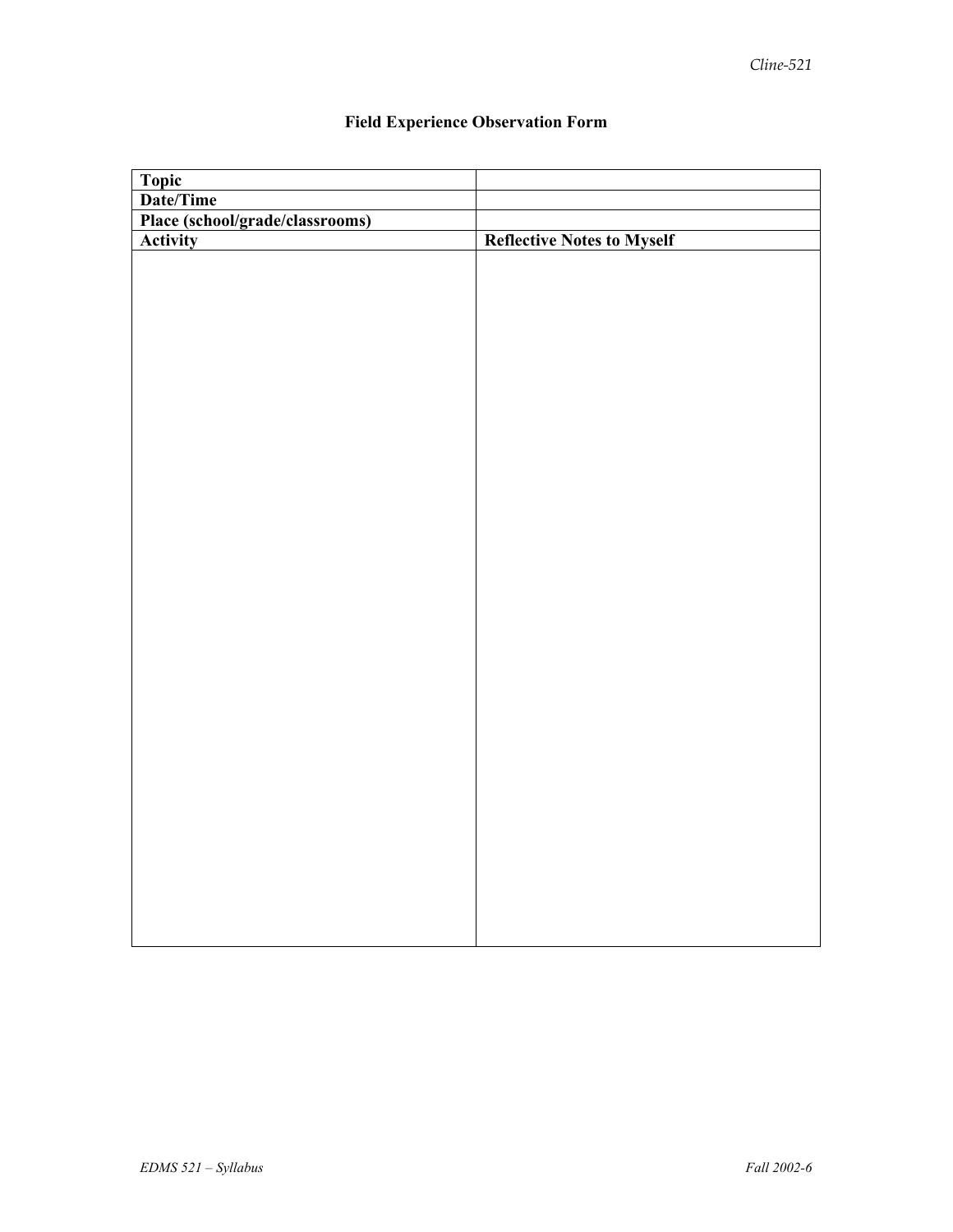# Field Experience Observation Form

| **Topic** | |
|---|---|
| **Date/Time** | |
| **Place (school/grade/classrooms)** | |
| **Activity** | **Reflective Notes to Myself** |
| | |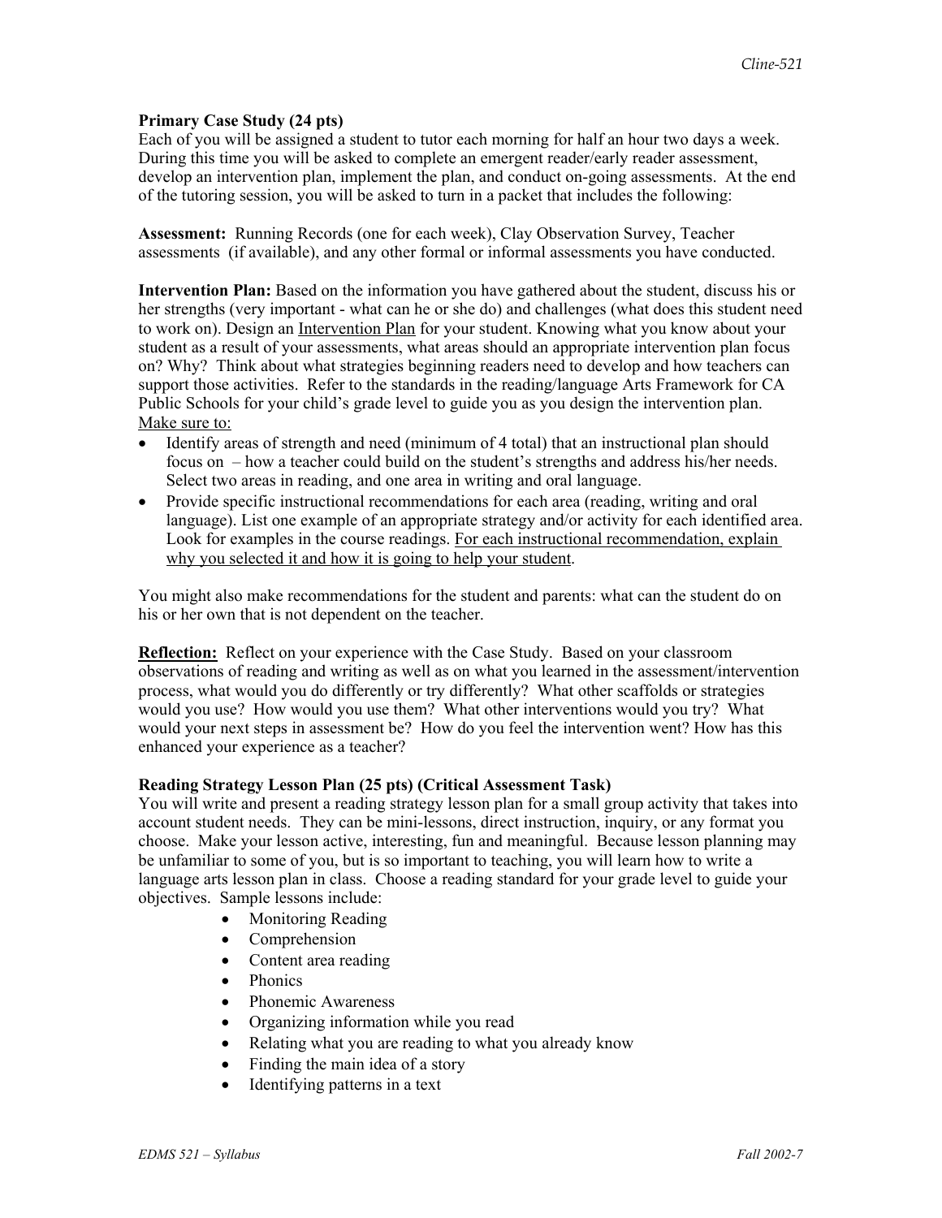**Primary Case Study (24 pts)**

Each of you will be assigned a student to tutor each morning for half an hour two days a week. During this time you will be asked to complete an emergent reader/early reader assessment, develop an intervention plan, implement the plan, and conduct on-going assessments. At the end of the tutoring session, you will be asked to turn in a packet that includes the following:

**Assessment:** Running Records (one for each week), Clay Observation Survey, Teacher assessments (if available), and any other formal or informal assessments you have conducted.

**Intervention Plan:** Based on the information you have gathered about the student, discuss his or her strengths (very important - what can he or she do) and challenges (what does this student need to work on). Design an <u>Intervention Plan</u> for your student. Knowing what you know about your student as a result of your assessments, what areas should an appropriate intervention plan focus on? Why? Think about what strategies beginning readers need to develop and how teachers can support those activities. Refer to the standards in the reading/language Arts Framework for CA Public Schools for your child's grade level to guide you as you design the intervention plan.

<u>Make sure to:</u>

- Identify areas of strength and need (minimum of 4 total) that an instructional plan should focus on – how a teacher could build on the student's strengths and address his/her needs. Select two areas in reading, and one area in writing and oral language.
- Provide specific instructional recommendations for each area (reading, writing and oral language). List one example of an appropriate strategy and/or activity for each identified area. Look for examples in the course readings. <u>For each instructional recommendation, explain why you selected it and how it is going to help your student</u>.

You might also make recommendations for the student and parents: what can the student do on his or her own that is not dependent on the teacher.

**<u>Reflection:</u>** Reflect on your experience with the Case Study. Based on your classroom observations of reading and writing as well as on what you learned in the assessment/intervention process, what would you do differently or try differently? What other scaffolds or strategies would you use? How would you use them? What other interventions would you try? What would your next steps in assessment be? How do you feel the intervention went? How has this enhanced your experience as a teacher?

**Reading Strategy Lesson Plan (25 pts) (Critical Assessment Task)**

You will write and present a reading strategy lesson plan for a small group activity that takes into account student needs. They can be mini-lessons, direct instruction, inquiry, or any format you choose. Make your lesson active, interesting, fun and meaningful. Because lesson planning may be unfamiliar to some of you, but is so important to teaching, you will learn how to write a language arts lesson plan in class. Choose a reading standard for your grade level to guide your objectives. Sample lessons include:

- Monitoring Reading
- Comprehension
- Content area reading
- Phonics
- Phonemic Awareness
- Organizing information while you read
- Relating what you are reading to what you already know
- Finding the main idea of a story
- Identifying patterns in a text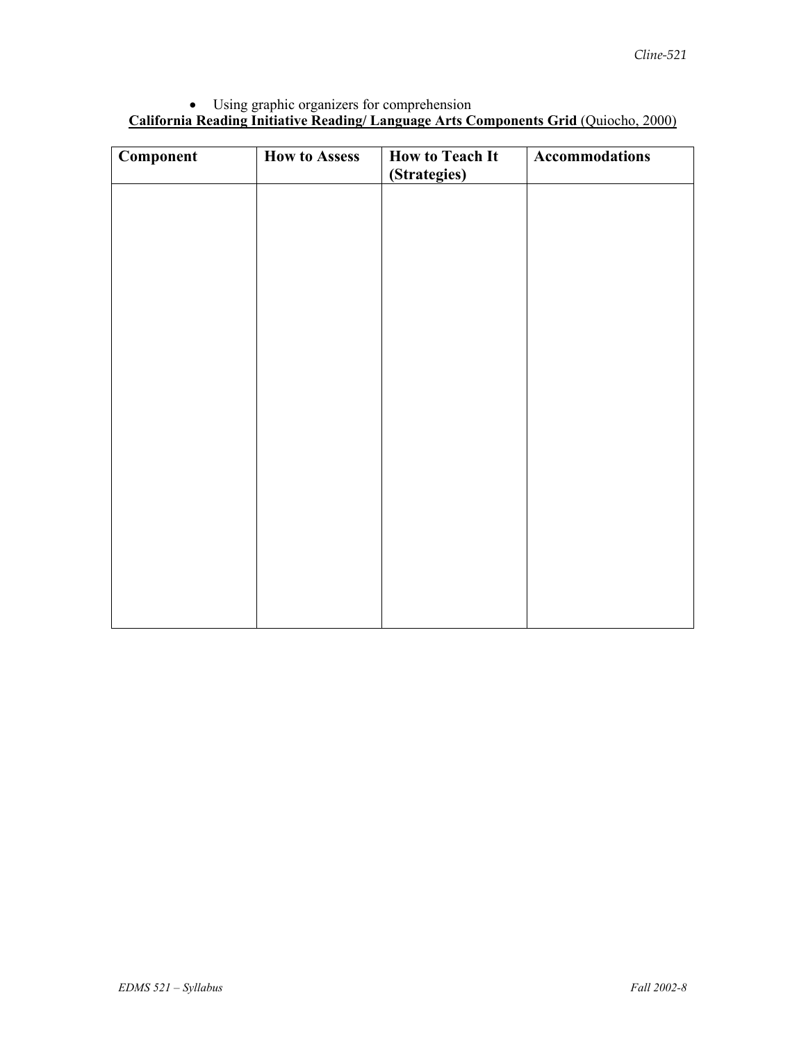- Using graphic organizers for comprehension

**California Reading Initiative Reading/ Language Arts Components Grid** (Quiocho, 2000)

| **Component** | **How to Assess** | **How to Teach It (Strategies)** | **Accommodations** |
| --- | --- | --- | --- |
| | | | |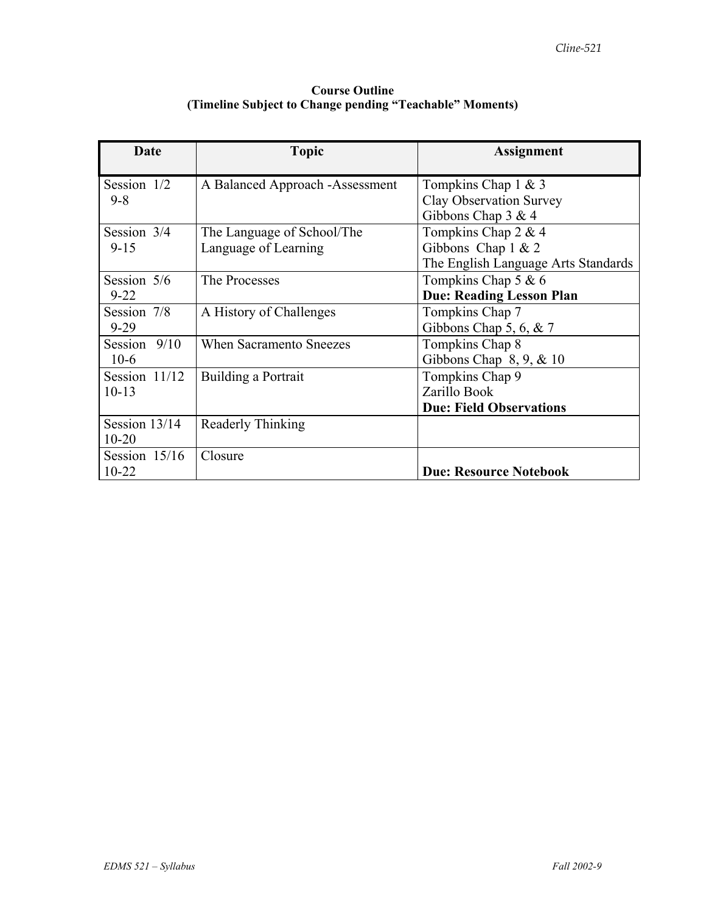**Course Outline**
**(Timeline Subject to Change pending "Teachable" Moments)**

| Date | Topic | Assignment |
|---|---|---|
| Session 1/2 9-8 | A Balanced Approach -Assessment | Tompkins Chap 1 & 3<br>Clay Observation Survey<br>Gibbons Chap 3 & 4 |
| Session 3/4 9-15 | The Language of School/The Language of Learning | Tompkins Chap 2 & 4<br>Gibbons Chap 1 & 2<br>The English Language Arts Standards |
| Session 5/6 9-22 | The Processes | Tompkins Chap 5 & 6<br>**Due: Reading Lesson Plan** |
| Session 7/8 9-29 | A History of Challenges | Tompkins Chap 7<br>Gibbons Chap 5, 6, & 7 |
| Session 9/10 10-6 | When Sacramento Sneezes | Tompkins Chap 8<br>Gibbons Chap 8, 9, & 10 |
| Session 11/12 10-13 | Building a Portrait | Tompkins Chap 9<br>Zarillo Book<br>**Due: Field Observations** |
| Session 13/14 10-20 | Readerly Thinking | |
| Session 15/16 10-22 | Closure | **Due: Resource Notebook** |